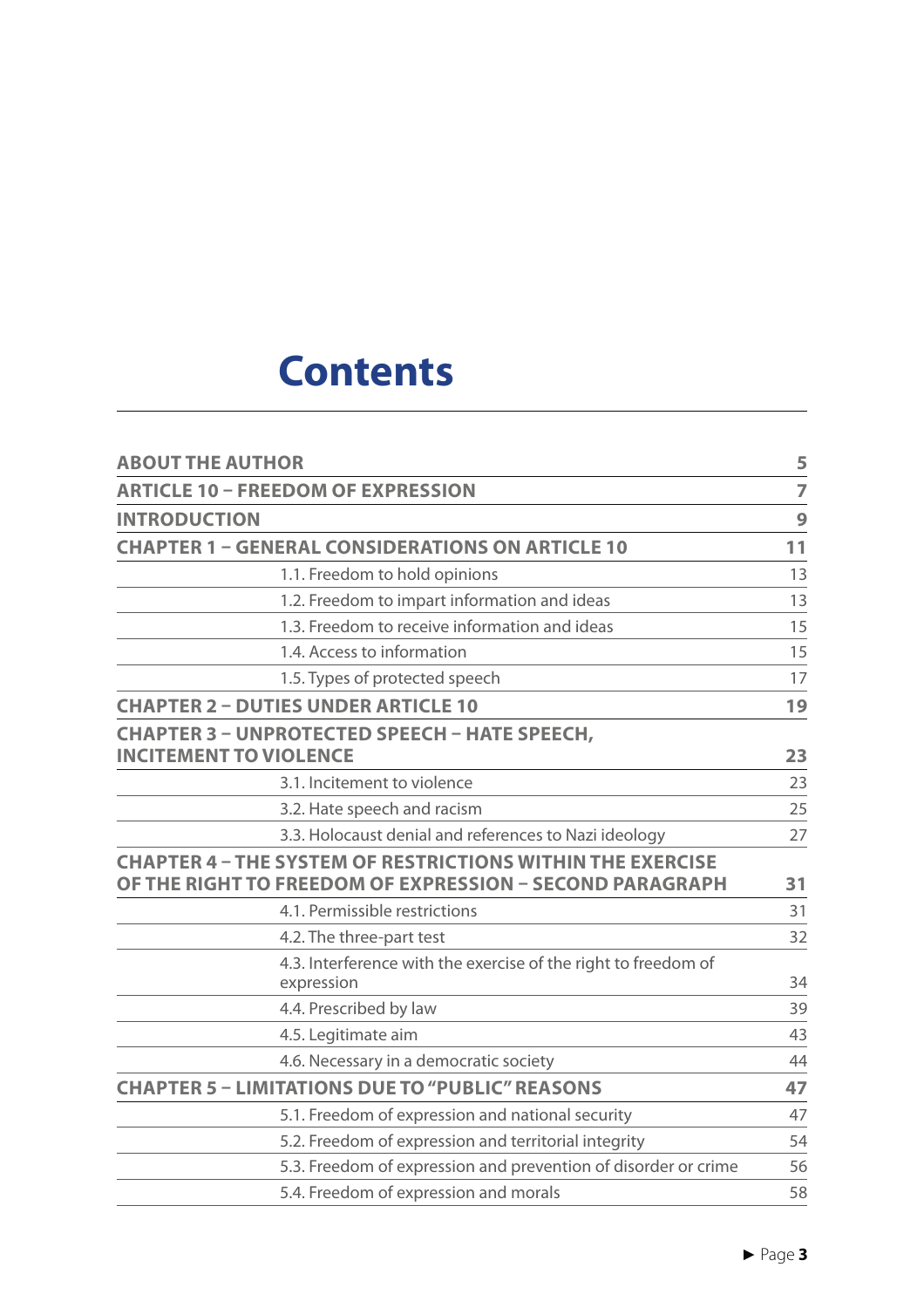# Contents

| | |
|---|---|
| **ABOUT THE AUTHOR** | **5** |
| **ARTICLE 10 – FREEDOM OF EXPRESSION** | **7** |
| **INTRODUCTION** | **9** |
| **CHAPTER 1 – GENERAL CONSIDERATIONS ON ARTICLE 10** | **11** |
| 1.1. Freedom to hold opinions | 13 |
| 1.2. Freedom to impart information and ideas | 13 |
| 1.3. Freedom to receive information and ideas | 15 |
| 1.4. Access to information | 15 |
| 1.5. Types of protected speech | 17 |
| **CHAPTER 2 – DUTIES UNDER ARTICLE 10** | **19** |
| **CHAPTER 3 – UNPROTECTED SPEECH – HATE SPEECH, INCITEMENT TO VIOLENCE** | **23** |
| 3.1. Incitement to violence | 23 |
| 3.2. Hate speech and racism | 25 |
| 3.3. Holocaust denial and references to Nazi ideology | 27 |
| **CHAPTER 4 – THE SYSTEM OF RESTRICTIONS WITHIN THE EXERCISE OF THE RIGHT TO FREEDOM OF EXPRESSION – SECOND PARAGRAPH** | **31** |
| 4.1. Permissible restrictions | 31 |
| 4.2. The three-part test | 32 |
| 4.3. Interference with the exercise of the right to freedom of expression | 34 |
| 4.4. Prescribed by law | 39 |
| 4.5. Legitimate aim | 43 |
| 4.6. Necessary in a democratic society | 44 |
| **CHAPTER 5 – LIMITATIONS DUE TO "PUBLIC" REASONS** | **47** |
| 5.1. Freedom of expression and national security | 47 |
| 5.2. Freedom of expression and territorial integrity | 54 |
| 5.3. Freedom of expression and prevention of disorder or crime | 56 |
| 5.4. Freedom of expression and morals | 58 |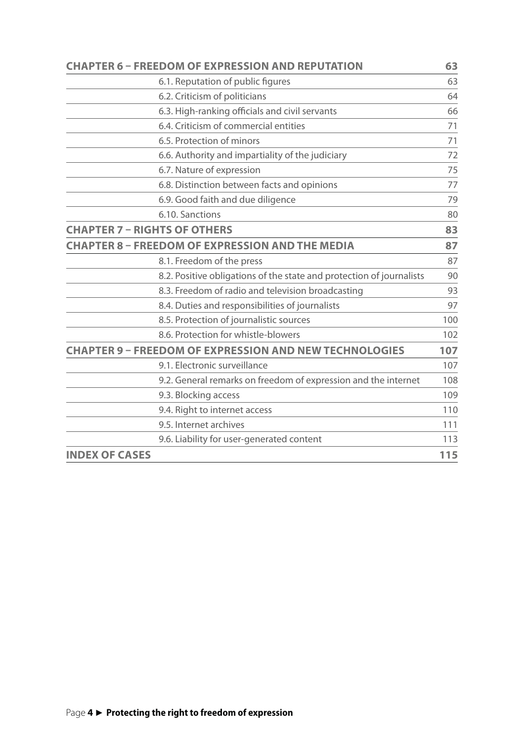| | |
|---|---|
| **CHAPTER 6 – FREEDOM OF EXPRESSION AND REPUTATION** | **63** |
| 6.1. Reputation of public figures | 63 |
| 6.2. Criticism of politicians | 64 |
| 6.3. High-ranking officials and civil servants | 66 |
| 6.4. Criticism of commercial entities | 71 |
| 6.5. Protection of minors | 71 |
| 6.6. Authority and impartiality of the judiciary | 72 |
| 6.7. Nature of expression | 75 |
| 6.8. Distinction between facts and opinions | 77 |
| 6.9. Good faith and due diligence | 79 |
| 6.10. Sanctions | 80 |
| **CHAPTER 7 – RIGHTS OF OTHERS** | **83** |
| **CHAPTER 8 – FREEDOM OF EXPRESSION AND THE MEDIA** | **87** |
| 8.1. Freedom of the press | 87 |
| 8.2. Positive obligations of the state and protection of journalists | 90 |
| 8.3. Freedom of radio and television broadcasting | 93 |
| 8.4. Duties and responsibilities of journalists | 97 |
| 8.5. Protection of journalistic sources | 100 |
| 8.6. Protection for whistle-blowers | 102 |
| **CHAPTER 9 – FREEDOM OF EXPRESSION AND NEW TECHNOLOGIES** | **107** |
| 9.1. Electronic surveillance | 107 |
| 9.2. General remarks on freedom of expression and the internet | 108 |
| 9.3. Blocking access | 109 |
| 9.4. Right to internet access | 110 |
| 9.5. Internet archives | 111 |
| 9.6. Liability for user-generated content | 113 |
| **INDEX OF CASES** | **115** |